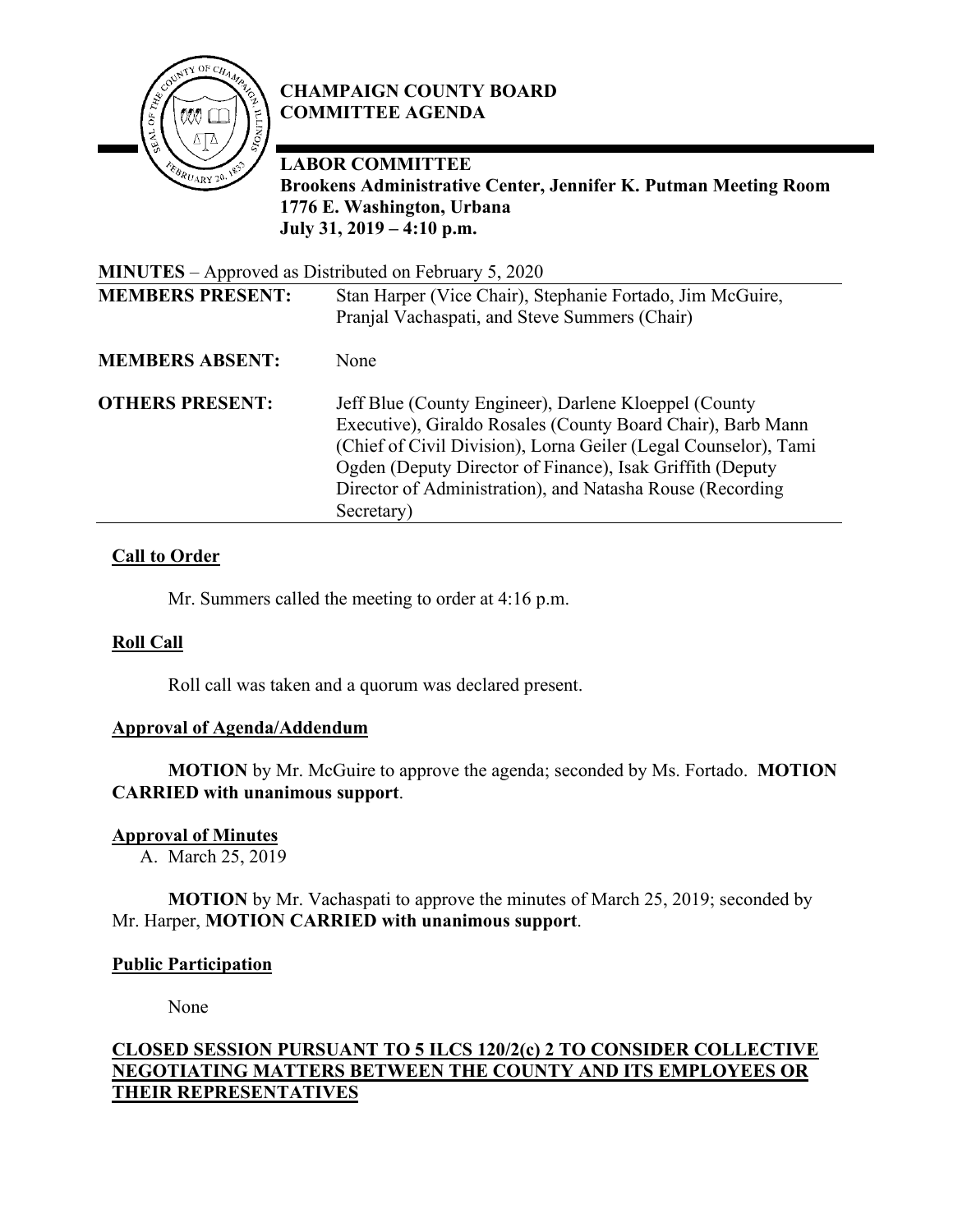# CHAMPAIGN COUNTY BOARD COMMITTEE AGENDA

## LABOR COMMITTEE

**Brookens Administrative Center, Jennifer K. Putman Meeting Room**
**1776 E. Washington, Urbana**
**July 31, 2019 – 4:10 p.m.**

**MINUTES** – Approved as Distributed on February 5, 2020

| | |
|---|---|
| **MEMBERS PRESENT:** | Stan Harper (Vice Chair), Stephanie Fortado, Jim McGuire, Pranjal Vachaspati, and Steve Summers (Chair) |
| **MEMBERS ABSENT:** | None |
| **OTHERS PRESENT:** | Jeff Blue (County Engineer), Darlene Kloeppel (County Executive), Giraldo Rosales (County Board Chair), Barb Mann (Chief of Civil Division), Lorna Geiler (Legal Counselor), Tami Ogden (Deputy Director of Finance), Isak Griffith (Deputy Director of Administration), and Natasha Rouse (Recording Secretary) |

**Call to Order**

Mr. Summers called the meeting to order at 4:16 p.m.

**Roll Call**

Roll call was taken and a quorum was declared present.

**Approval of Agenda/Addendum**

**MOTION** by Mr. McGuire to approve the agenda; seconded by Ms. Fortado. **MOTION CARRIED with unanimous support**.

**Approval of Minutes**

A. March 25, 2019

**MOTION** by Mr. Vachaspati to approve the minutes of March 25, 2019; seconded by Mr. Harper, **MOTION CARRIED with unanimous support**.

**Public Participation**

None

**CLOSED SESSION PURSUANT TO 5 ILCS 120/2(c) 2 TO CONSIDER COLLECTIVE NEGOTIATING MATTERS BETWEEN THE COUNTY AND ITS EMPLOYEES OR THEIR REPRESENTATIVES**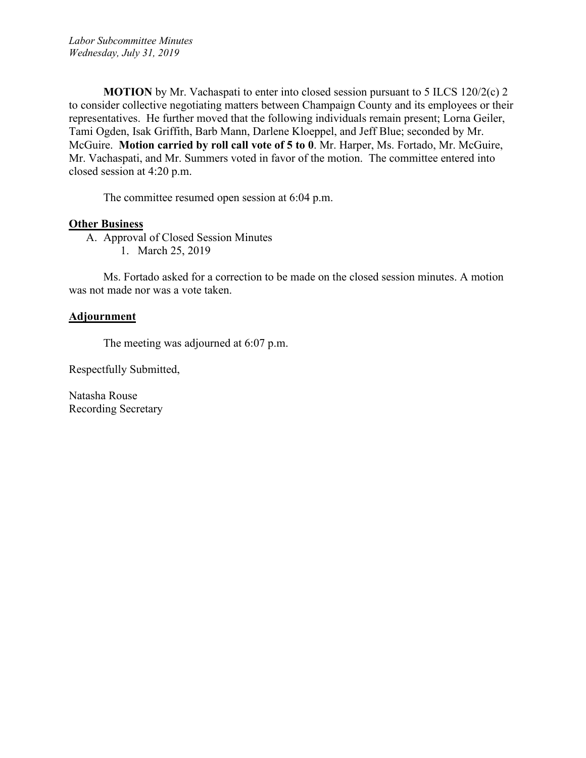**MOTION** by Mr. Vachaspati to enter into closed session pursuant to 5 ILCS 120/2(c) 2 to consider collective negotiating matters between Champaign County and its employees or their representatives. He further moved that the following individuals remain present; Lorna Geiler, Tami Ogden, Isak Griffith, Barb Mann, Darlene Kloeppel, and Jeff Blue; seconded by Mr. McGuire. **Motion carried by roll call vote of 5 to 0**. Mr. Harper, Ms. Fortado, Mr. McGuire, Mr. Vachaspati, and Mr. Summers voted in favor of the motion. The committee entered into closed session at 4:20 p.m.

The committee resumed open session at 6:04 p.m.

## Other Business

A. Approval of Closed Session Minutes
   1. March 25, 2019

Ms. Fortado asked for a correction to be made on the closed session minutes. A motion was not made nor was a vote taken.

## Adjournment

The meeting was adjourned at 6:07 p.m.

Respectfully Submitted,

Natasha Rouse
Recording Secretary